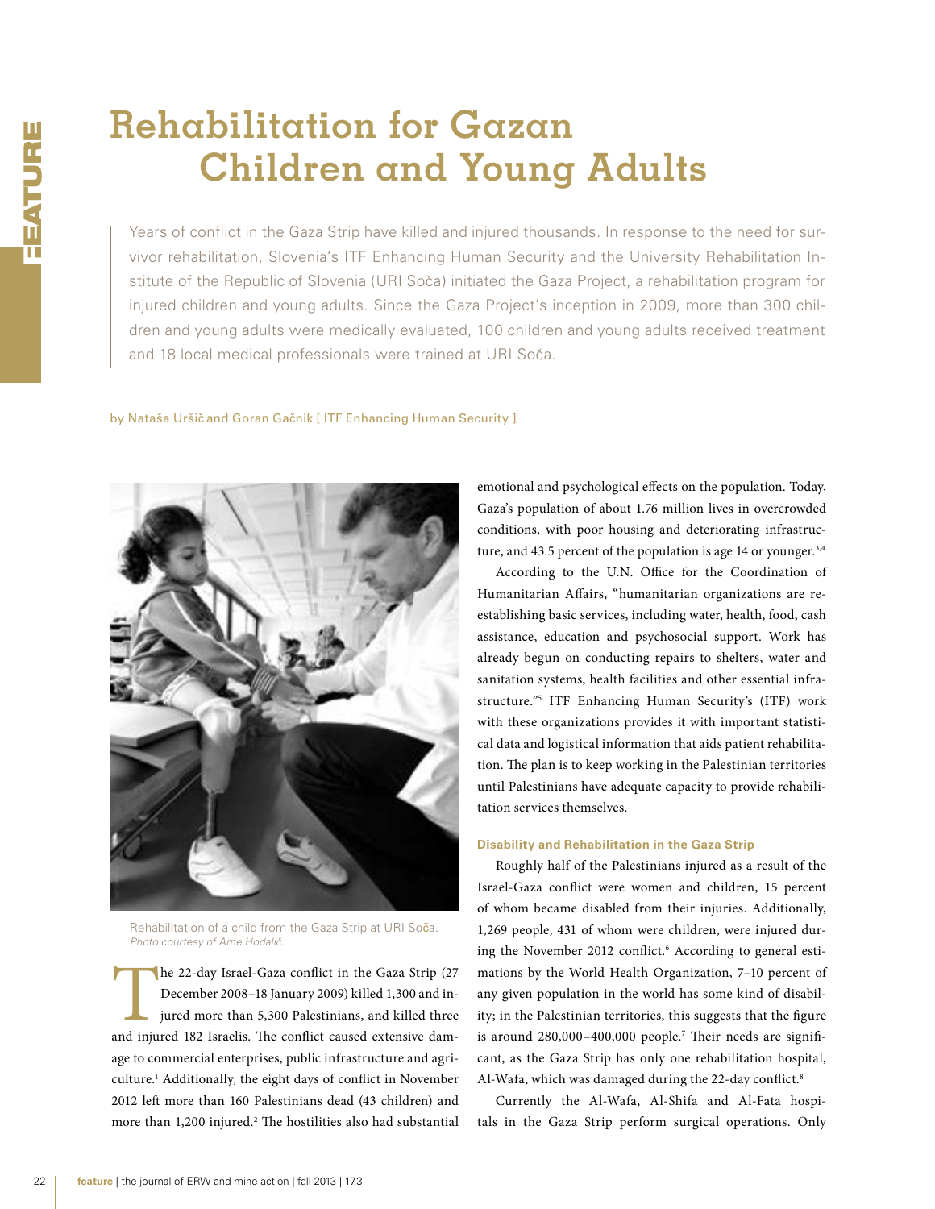# Rehabilitation for Gazan Children and Young Adults

Years of conflict in the Gaza Strip have killed and injured thousands. In response to the need for survivor rehabilitation, Slovenia's ITF Enhancing Human Security and the University Rehabilitation Institute of the Republic of Slovenia (URI Soča) initiated the Gaza Project, a rehabilitation program for injured children and young adults. Since the Gaza Project's inception in 2009, more than 300 children and young adults were medically evaluated, 100 children and young adults received treatment and 18 local medical professionals were trained at URI Soča.

by Nataša Uršič and Goran Gačnik [ ITF Enhancing Human Security ]

Rehabilitation of a child from the Gaza Strip at URI Soča.
*Photo courtesy of Arne Hodalič.*

The 22-day Israel-Gaza conflict in the Gaza Strip (27 December 2008–18 January 2009) killed 1,300 and injured more than 5,300 Palestinians, and killed three and injured 182 Israelis. The conflict caused extensive damage to commercial enterprises, public infrastructure and agriculture.[1] Additionally, the eight days of conflict in November 2012 left more than 160 Palestinians dead (43 children) and more than 1,200 injured.[2] The hostilities also had substantial emotional and psychological effects on the population. Today, Gaza's population of about 1.76 million lives in overcrowded conditions, with poor housing and deteriorating infrastructure, and 43.5 percent of the population is age 14 or younger.[3,4]

According to the U.N. Office for the Coordination of Humanitarian Affairs, "humanitarian organizations are reestablishing basic services, including water, health, food, cash assistance, education and psychosocial support. Work has already begun on conducting repairs to shelters, water and sanitation systems, health facilities and other essential infrastructure."[5] ITF Enhancing Human Security's (ITF) work with these organizations provides it with important statistical data and logistical information that aids patient rehabilitation. The plan is to keep working in the Palestinian territories until Palestinians have adequate capacity to provide rehabilitation services themselves.

### Disability and Rehabilitation in the Gaza Strip

Roughly half of the Palestinians injured as a result of the Israel-Gaza conflict were women and children, 15 percent of whom became disabled from their injuries. Additionally, 1,269 people, 431 of whom were children, were injured during the November 2012 conflict.[6] According to general estimations by the World Health Organization, 7–10 percent of any given population in the world has some kind of disability; in the Palestinian territories, this suggests that the figure is around 280,000–400,000 people.[7] Their needs are significant, as the Gaza Strip has only one rehabilitation hospital, Al-Wafa, which was damaged during the 22-day conflict.[8]

Currently the Al-Wafa, Al-Shifa and Al-Fata hospitals in the Gaza Strip perform surgical operations. Only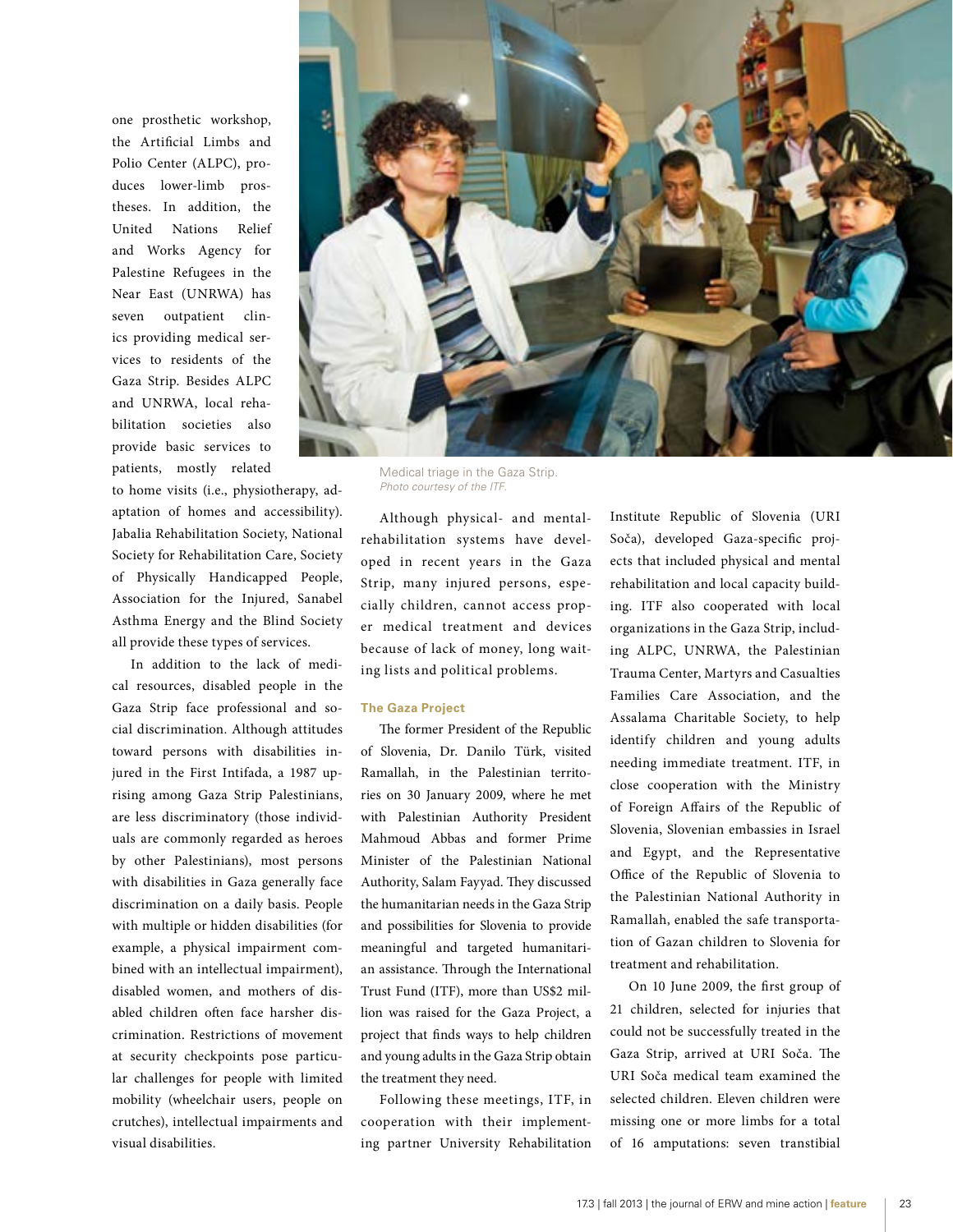one prosthetic workshop, the Artificial Limbs and Polio Center (ALPC), produces lower-limb prostheses. In addition, the United Nations Relief and Works Agency for Palestine Refugees in the Near East (UNRWA) has seven outpatient clinics providing medical services to residents of the Gaza Strip. Besides ALPC and UNRWA, local rehabilitation societies also provide basic services to patients, mostly related to home visits (i.e., physiotherapy, adaptation of homes and accessibility). Jabalia Rehabilitation Society, National Society for Rehabilitation Care, Society of Physically Handicapped People, Association for the Injured, Sanabel Asthma Energy and the Blind Society all provide these types of services.

In addition to the lack of medical resources, disabled people in the Gaza Strip face professional and social discrimination. Although attitudes toward persons with disabilities injured in the First Intifada, a 1987 uprising among Gaza Strip Palestinians, are less discriminatory (those individuals are commonly regarded as heroes by other Palestinians), most persons with disabilities in Gaza generally face discrimination on a daily basis. People with multiple or hidden disabilities (for example, a physical impairment combined with an intellectual impairment), disabled women, and mothers of disabled children often face harsher discrimination. Restrictions of movement at security checkpoints pose particular challenges for people with limited mobility (wheelchair users, people on crutches), intellectual impairments and visual disabilities.

Medical triage in the Gaza Strip.
*Photo courtesy of the ITF.*

Although physical- and mental-rehabilitation systems have developed in recent years in the Gaza Strip, many injured persons, especially children, cannot access proper medical treatment and devices because of lack of money, long waiting lists and political problems.

### The Gaza Project

The former President of the Republic of Slovenia, Dr. Danilo Türk, visited Ramallah, in the Palestinian territories on 30 January 2009, where he met with Palestinian Authority President Mahmoud Abbas and former Prime Minister of the Palestinian National Authority, Salam Fayyad. They discussed the humanitarian needs in the Gaza Strip and possibilities for Slovenia to provide meaningful and targeted humanitarian assistance. Through the International Trust Fund (ITF), more than US$2 million was raised for the Gaza Project, a project that finds ways to help children and young adults in the Gaza Strip obtain the treatment they need.

Following these meetings, ITF, in cooperation with their implementing partner University Rehabilitation Institute Republic of Slovenia (URI Soča), developed Gaza-specific projects that included physical and mental rehabilitation and local capacity building. ITF also cooperated with local organizations in the Gaza Strip, including ALPC, UNRWA, the Palestinian Trauma Center, Martyrs and Casualties Families Care Association, and the Assalama Charitable Society, to help identify children and young adults needing immediate treatment. ITF, in close cooperation with the Ministry of Foreign Affairs of the Republic of Slovenia, Slovenian embassies in Israel and Egypt, and the Representative Office of the Republic of Slovenia to the Palestinian National Authority in Ramallah, enabled the safe transportation of Gazan children to Slovenia for treatment and rehabilitation.

On 10 June 2009, the first group of 21 children, selected for injuries that could not be successfully treated in the Gaza Strip, arrived at URI Soča. The URI Soča medical team examined the selected children. Eleven children were missing one or more limbs for a total of 16 amputations: seven transtibial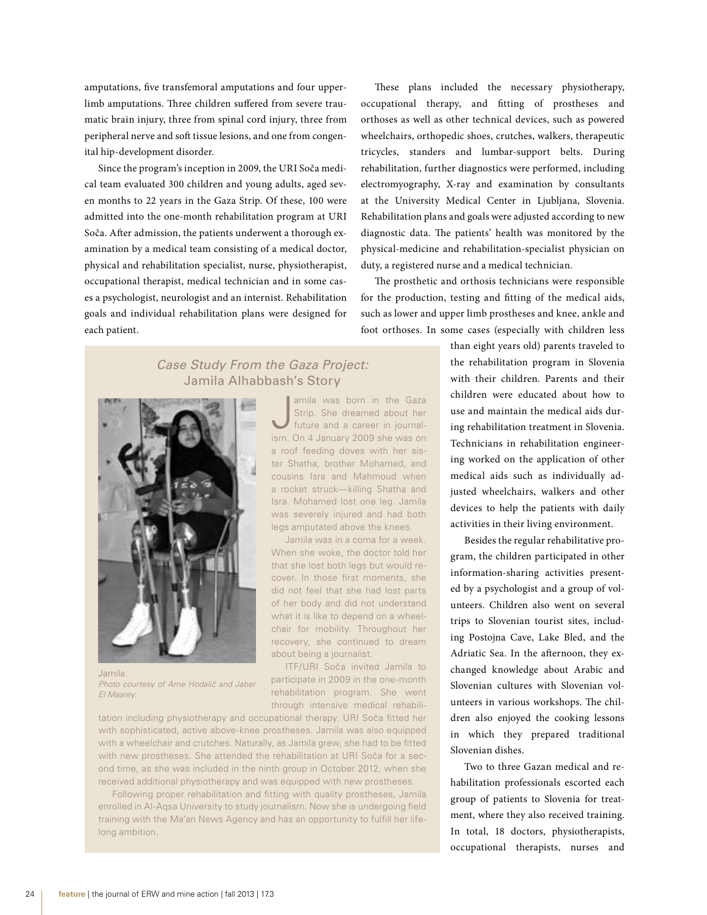amputations, five transfemoral amputations and four upper-limb amputations. Three children suffered from severe traumatic brain injury, three from spinal cord injury, three from peripheral nerve and soft tissue lesions, and one from congenital hip-development disorder.

Since the program's inception in 2009, the URI Soča medical team evaluated 300 children and young adults, aged seven months to 22 years in the Gaza Strip. Of these, 100 were admitted into the one-month rehabilitation program at URI Soča. After admission, the patients underwent a thorough examination by a medical team consisting of a medical doctor, physical and rehabilitation specialist, nurse, physiotherapist, occupational therapist, medical technician and in some cases a psychologist, neurologist and an internist. Rehabilitation goals and individual rehabilitation plans were designed for each patient.

These plans included the necessary physiotherapy, occupational therapy, and fitting of prostheses and orthoses as well as other technical devices, such as powered wheelchairs, orthopedic shoes, crutches, walkers, therapeutic tricycles, standers and lumbar-support belts. During rehabilitation, further diagnostics were performed, including electromyography, X-ray and examination by consultants at the University Medical Center in Ljubljana, Slovenia. Rehabilitation plans and goals were adjusted according to new diagnostic data. The patients' health was monitored by the physical-medicine and rehabilitation-specialist physician on duty, a registered nurse and a medical technician.

The prosthetic and orthosis technicians were responsible for the production, testing and fitting of the medical aids, such as lower and upper limb prostheses and knee, ankle and foot orthoses. In some cases (especially with children less than eight years old) parents traveled to the rehabilitation program in Slovenia with their children. Parents and their children were educated about how to use and maintain the medical aids during rehabilitation treatment in Slovenia. Technicians in rehabilitation engineering worked on the application of other medical aids such as individually adjusted wheelchairs, walkers and other devices to help the patients with daily activities in their living environment.

Besides the regular rehabilitative program, the children participated in other information-sharing activities presented by a psychologist and a group of volunteers. Children also went on several trips to Slovenian tourist sites, including Postojna Cave, Lake Bled, and the Adriatic Sea. In the afternoon, they exchanged knowledge about Arabic and Slovenian cultures with Slovenian volunteers in various workshops. The children also enjoyed the cooking lessons in which they prepared traditional Slovenian dishes.

Two to three Gazan medical and rehabilitation professionals escorted each group of patients to Slovenia for treatment, where they also received training. In total, 18 doctors, physiotherapists, occupational therapists, nurses and

## *Case Study From the Gaza Project:* Jamila Alhabbash's Story

Jamila.
*Photo courtesy of Arne Hodalič and Jaber El Masrey.*

Jamila was born in the Gaza Strip. She dreamed about her future and a career in journalism. On 4 January 2009 she was on a roof feeding doves with her sister Shatha, brother Mohamed, and cousins Isra and Mahmoud when a rocket struck—killing Shatha and Isra. Mohamed lost one leg. Jamila was severely injured and had both legs amputated above the knees.

Jamila was in a coma for a week. When she woke, the doctor told her that she lost both legs but would recover. In those first moments, she did not feel that she had lost parts of her body and did not understand what it is like to depend on a wheelchair for mobility. Throughout her recovery, she continued to dream about being a journalist.

ITF/URI Soča invited Jamila to participate in 2009 in the one-month rehabilitation program. She went through intensive medical rehabilitation including physiotherapy and occupational therapy. URI Soča fitted her with sophisticated, active above-knee prostheses. Jamila was also equipped with a wheelchair and crutches. Naturally, as Jamila grew, she had to be fitted with new prostheses. She attended the rehabilitation at URI Soča for a second time, as she was included in the ninth group in October 2012, when she received additional physiotherapy and was equipped with new prostheses.

Following proper rehabilitation and fitting with quality prostheses, Jamila enrolled in Al-Aqsa University to study journalism. Now she is undergoing field training with the Ma'an News Agency and has an opportunity to fulfill her lifelong ambition.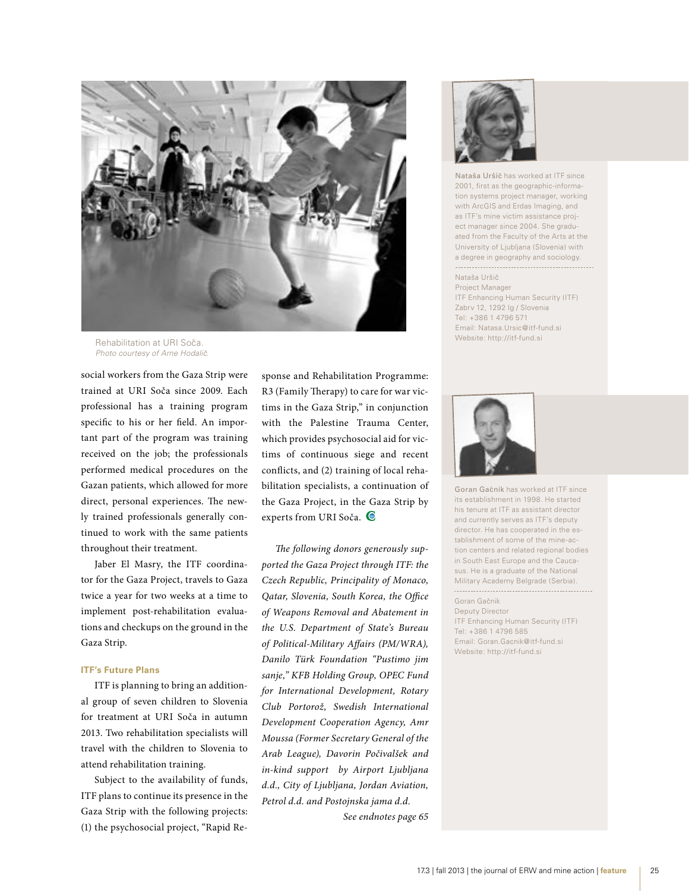Rehabilitation at URI Soča.
*Photo courtesy of Arne Hodalič.*

social workers from the Gaza Strip were trained at URI Soča since 2009. Each professional has a training program specific to his or her field. An important part of the program was training received on the job; the professionals performed medical procedures on the Gazan patients, which allowed for more direct, personal experiences. The newly trained professionals generally continued to work with the same patients throughout their treatment.

Jaber El Masry, the ITF coordinator for the Gaza Project, travels to Gaza twice a year for two weeks at a time to implement post-rehabilitation evaluations and checkups on the ground in the Gaza Strip.

### ITF's Future Plans

ITF is planning to bring an additional group of seven children to Slovenia for treatment at URI Soča in autumn 2013. Two rehabilitation specialists will travel with the children to Slovenia to attend rehabilitation training.

Subject to the availability of funds, ITF plans to continue its presence in the Gaza Strip with the following projects: (1) the psychosocial project, "Rapid Response and Rehabilitation Programme: R3 (Family Therapy) to care for war victims in the Gaza Strip," in conjunction with the Palestine Trauma Center, which provides psychosocial aid for victims of continuous siege and recent conflicts, and (2) training of local rehabilitation specialists, a continuation of the Gaza Project, in the Gaza Strip by experts from URI Soča.

*The following donors generously supported the Gaza Project through ITF: the Czech Republic, Principality of Monaco, Qatar, Slovenia, South Korea, the Office of Weapons Removal and Abatement in the U.S. Department of State's Bureau of Political-Military Affairs (PM/WRA), Danilo Türk Foundation "Pustimo jim sanje," KFB Holding Group, OPEC Fund for International Development, Rotary Club Portorož, Swedish International Development Cooperation Agency, Amr Moussa (Former Secretary General of the Arab League), Davorin Počivalšek and in-kind support by Airport Ljubljana d.d., City of Ljubljana, Jordan Aviation, Petrol d.d. and Postojnska jama d.d.*

*See endnotes page 65*

**Nataša Uršič** has worked at ITF since 2001, first as the geographic-information systems project manager, working with ArcGIS and Erdas Imaging, and as ITF's mine victim assistance project manager since 2004. She graduated from the Faculty of the Arts at the University of Ljubljana (Slovenia) with a degree in geography and sociology.

Nataša Uršič
Project Manager
ITF Enhancing Human Security (ITF)
Zabrv 12, 1292 Ig / Slovenia
Tel: +386 1 4796 571
Email: Natasa.Ursic@itf-fund.si
Website: http://itf-fund.si

**Goran Gačnik** has worked at ITF since its establishment in 1998. He started his tenure at ITF as assistant director and currently serves as ITF's deputy director. He has cooperated in the establishment of some of the mine-action centers and related regional bodies in South East Europe and the Caucasus. He is a graduate of the National Military Academy Belgrade (Serbia).

Goran Gačnik
Deputy Director
ITF Enhancing Human Security (ITF)
Tel: +386 1 4796 585
Email: Goran.Gacnik@itf-fund.si
Website: http://itf-fund.si